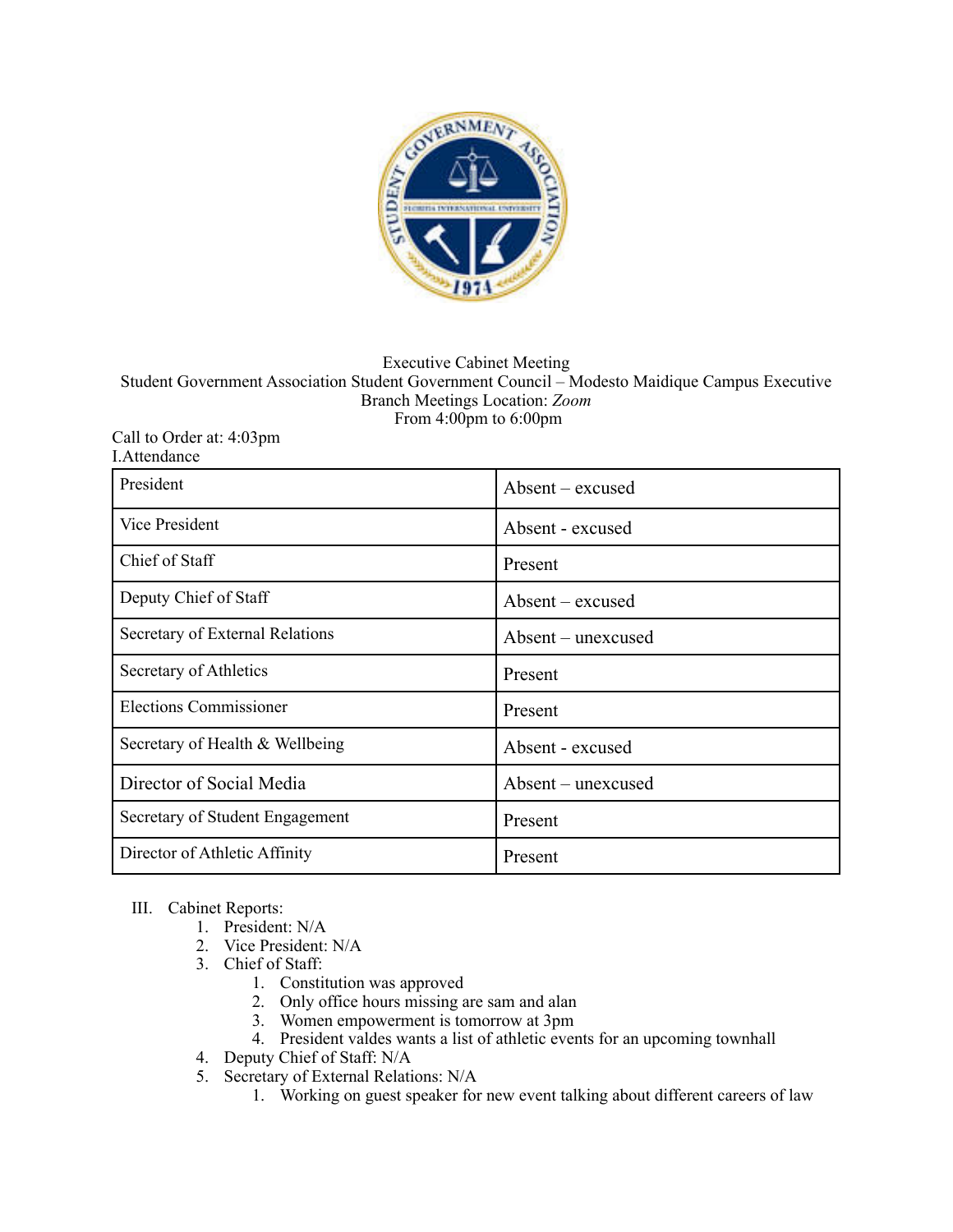Executive Cabinet Meeting
Student Government Association Student Government Council – Modesto Maidique Campus Executive Branch Meetings Location: *Zoom*
From 4:00pm to 6:00pm

Call to Order at: 4:03pm

I. Attendance

| | |
|---|---|
| President | Absent – excused |
| Vice President | Absent - excused |
| Chief of Staff | Present |
| Deputy Chief of Staff | Absent – excused |
| Secretary of External Relations | Absent – unexcused |
| Secretary of Athletics | Present |
| Elections Commissioner | Present |
| Secretary of Health & Wellbeing | Absent - excused |
| Director of Social Media | Absent – unexcused |
| Secretary of Student Engagement | Present |
| Director of Athletic Affinity | Present |

III. Cabinet Reports:
1. President: N/A
2. Vice President: N/A
3. Chief of Staff:
    1. Constitution was approved
    2. Only office hours missing are sam and alan
    3. Women empowerment is tomorrow at 3pm
    4. President valdes wants a list of athletic events for an upcoming townhall
4. Deputy Chief of Staff: N/A
5. Secretary of External Relations: N/A
    1. Working on guest speaker for new event talking about different careers of law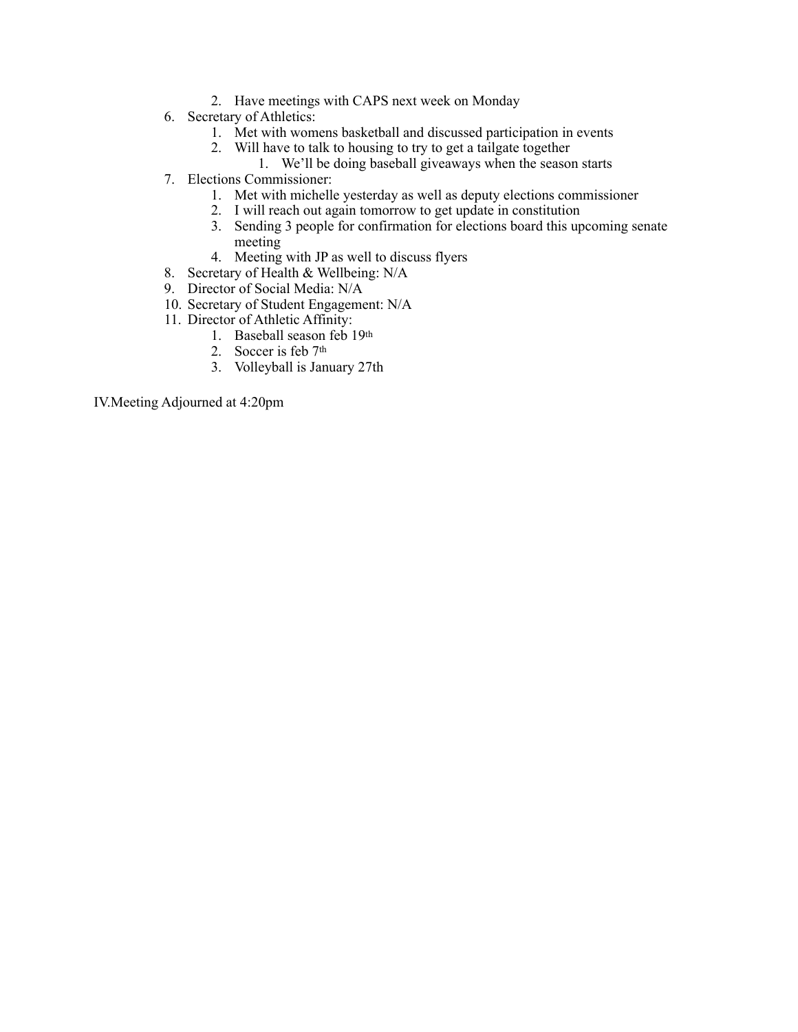2. Have meetings with CAPS next week on Monday
6. Secretary of Athletics:
   1. Met with womens basketball and discussed participation in events
   2. Will have to talk to housing to try to get a tailgate together
      1. We'll be doing baseball giveaways when the season starts
7. Elections Commissioner:
   1. Met with michelle yesterday as well as deputy elections commissioner
   2. I will reach out again tomorrow to get update in constitution
   3. Sending 3 people for confirmation for elections board this upcoming senate meeting
   4. Meeting with JP as well to discuss flyers
8. Secretary of Health & Wellbeing: N/A
9. Director of Social Media: N/A
10. Secretary of Student Engagement: N/A
11. Director of Athletic Affinity:
    1. Baseball season feb 19th
    2. Soccer is feb 7th
    3. Volleyball is January 27th

IV.Meeting Adjourned at 4:20pm